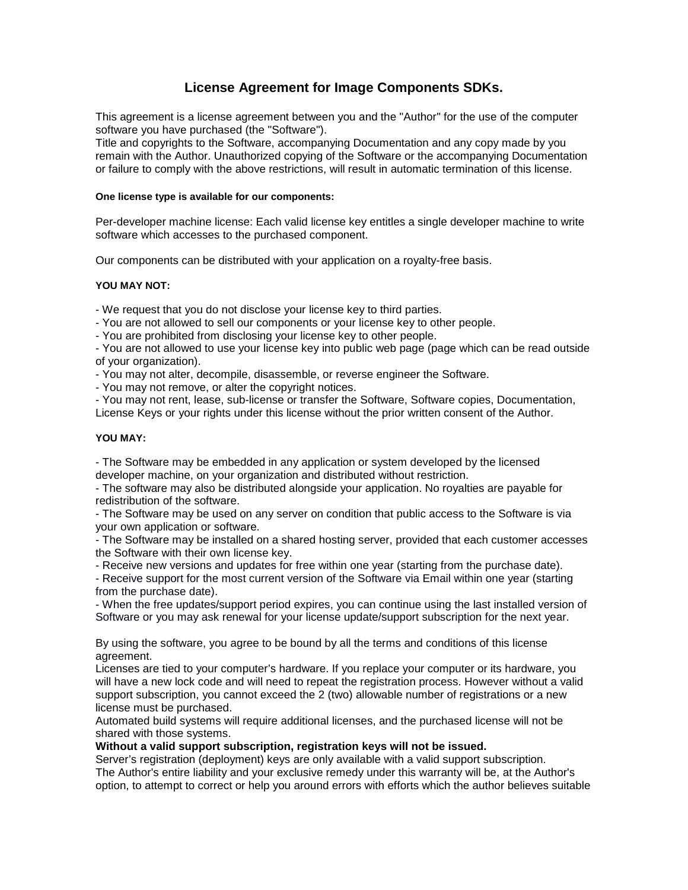# License Agreement for Image Components SDKs.

This agreement is a license agreement between you and the "Author" for the use of the computer software you have purchased (the "Software").
Title and copyrights to the Software, accompanying Documentation and any copy made by you remain with the Author. Unauthorized copying of the Software or the accompanying Documentation or failure to comply with the above restrictions, will result in automatic termination of this license.

**One license type is available for our components:**

Per-developer machine license: Each valid license key entitles a single developer machine to write software which accesses to the purchased component.

Our components can be distributed with your application on a royalty-free basis.

**YOU MAY NOT:**

- We request that you do not disclose your license key to third parties.
- You are not allowed to sell our components or your license key to other people.
- You are prohibited from disclosing your license key to other people.
- You are not allowed to use your license key into public web page (page which can be read outside of your organization).
- You may not alter, decompile, disassemble, or reverse engineer the Software.
- You may not remove, or alter the copyright notices.
- You may not rent, lease, sub-license or transfer the Software, Software copies, Documentation, License Keys or your rights under this license without the prior written consent of the Author.

**YOU MAY:**

- The Software may be embedded in any application or system developed by the licensed developer machine, on your organization and distributed without restriction.
- The software may also be distributed alongside your application. No royalties are payable for redistribution of the software.
- The Software may be used on any server on condition that public access to the Software is via your own application or software.
- The Software may be installed on a shared hosting server, provided that each customer accesses the Software with their own license key.
- Receive new versions and updates for free within one year (starting from the purchase date).
- Receive support for the most current version of the Software via Email within one year (starting from the purchase date).
- When the free updates/support period expires, you can continue using the last installed version of Software or you may ask renewal for your license update/support subscription for the next year.

By using the software, you agree to be bound by all the terms and conditions of this license agreement.
Licenses are tied to your computer's hardware. If you replace your computer or its hardware, you will have a new lock code and will need to repeat the registration process. However without a valid support subscription, you cannot exceed the 2 (two) allowable number of registrations or a new license must be purchased.
Automated build systems will require additional licenses, and the purchased license will not be shared with those systems.
**Without a valid support subscription, registration keys will not be issued.**
Server's registration (deployment) keys are only available with a valid support subscription.
The Author's entire liability and your exclusive remedy under this warranty will be, at the Author's option, to attempt to correct or help you around errors with efforts which the author believes suitable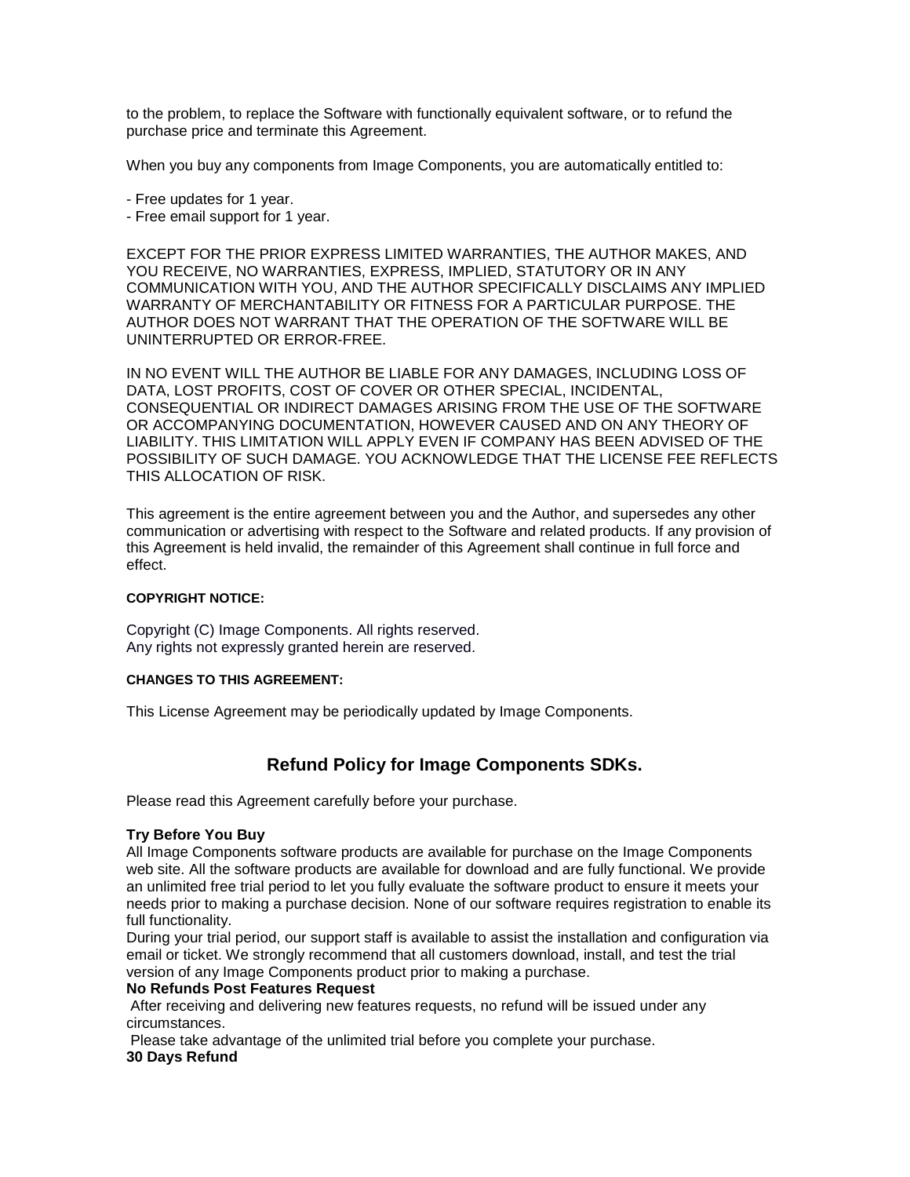to the problem, to replace the Software with functionally equivalent software, or to refund the purchase price and terminate this Agreement.

When you buy any components from Image Components, you are automatically entitled to:

- Free updates for 1 year.
- Free email support for 1 year.

EXCEPT FOR THE PRIOR EXPRESS LIMITED WARRANTIES, THE AUTHOR MAKES, AND YOU RECEIVE, NO WARRANTIES, EXPRESS, IMPLIED, STATUTORY OR IN ANY COMMUNICATION WITH YOU, AND THE AUTHOR SPECIFICALLY DISCLAIMS ANY IMPLIED WARRANTY OF MERCHANTABILITY OR FITNESS FOR A PARTICULAR PURPOSE. THE AUTHOR DOES NOT WARRANT THAT THE OPERATION OF THE SOFTWARE WILL BE UNINTERRUPTED OR ERROR-FREE.

IN NO EVENT WILL THE AUTHOR BE LIABLE FOR ANY DAMAGES, INCLUDING LOSS OF DATA, LOST PROFITS, COST OF COVER OR OTHER SPECIAL, INCIDENTAL, CONSEQUENTIAL OR INDIRECT DAMAGES ARISING FROM THE USE OF THE SOFTWARE OR ACCOMPANYING DOCUMENTATION, HOWEVER CAUSED AND ON ANY THEORY OF LIABILITY. THIS LIMITATION WILL APPLY EVEN IF COMPANY HAS BEEN ADVISED OF THE POSSIBILITY OF SUCH DAMAGE. YOU ACKNOWLEDGE THAT THE LICENSE FEE REFLECTS THIS ALLOCATION OF RISK.

This agreement is the entire agreement between you and the Author, and supersedes any other communication or advertising with respect to the Software and related products. If any provision of this Agreement is held invalid, the remainder of this Agreement shall continue in full force and effect.

#### COPYRIGHT NOTICE:

Copyright (C) Image Components. All rights reserved.
Any rights not expressly granted herein are reserved.

#### CHANGES TO THIS AGREEMENT:

This License Agreement may be periodically updated by Image Components.

## Refund Policy for Image Components SDKs.

Please read this Agreement carefully before your purchase.

**Try Before You Buy**
All Image Components software products are available for purchase on the Image Components web site. All the software products are available for download and are fully functional. We provide an unlimited free trial period to let you fully evaluate the software product to ensure it meets your needs prior to making a purchase decision. None of our software requires registration to enable its full functionality.
During your trial period, our support staff is available to assist the installation and configuration via email or ticket. We strongly recommend that all customers download, install, and test the trial version of any Image Components product prior to making a purchase.

**No Refunds Post Features Request**
After receiving and delivering new features requests, no refund will be issued under any circumstances.
Please take advantage of the unlimited trial before you complete your purchase.

**30 Days Refund**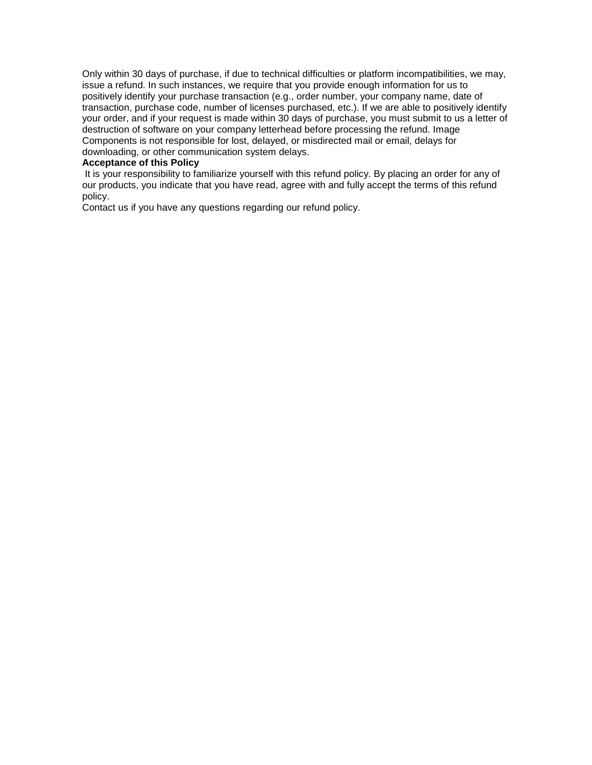Only within 30 days of purchase, if due to technical difficulties or platform incompatibilities, we may, issue a refund. In such instances, we require that you provide enough information for us to positively identify your purchase transaction (e.g., order number, your company name, date of transaction, purchase code, number of licenses purchased, etc.). If we are able to positively identify your order, and if your request is made within 30 days of purchase, you must submit to us a letter of destruction of software on your company letterhead before processing the refund. Image Components is not responsible for lost, delayed, or misdirected mail or email, delays for downloading, or other communication system delays.

**Acceptance of this Policy**

It is your responsibility to familiarize yourself with this refund policy. By placing an order for any of our products, you indicate that you have read, agree with and fully accept the terms of this refund policy.

Contact us if you have any questions regarding our refund policy.